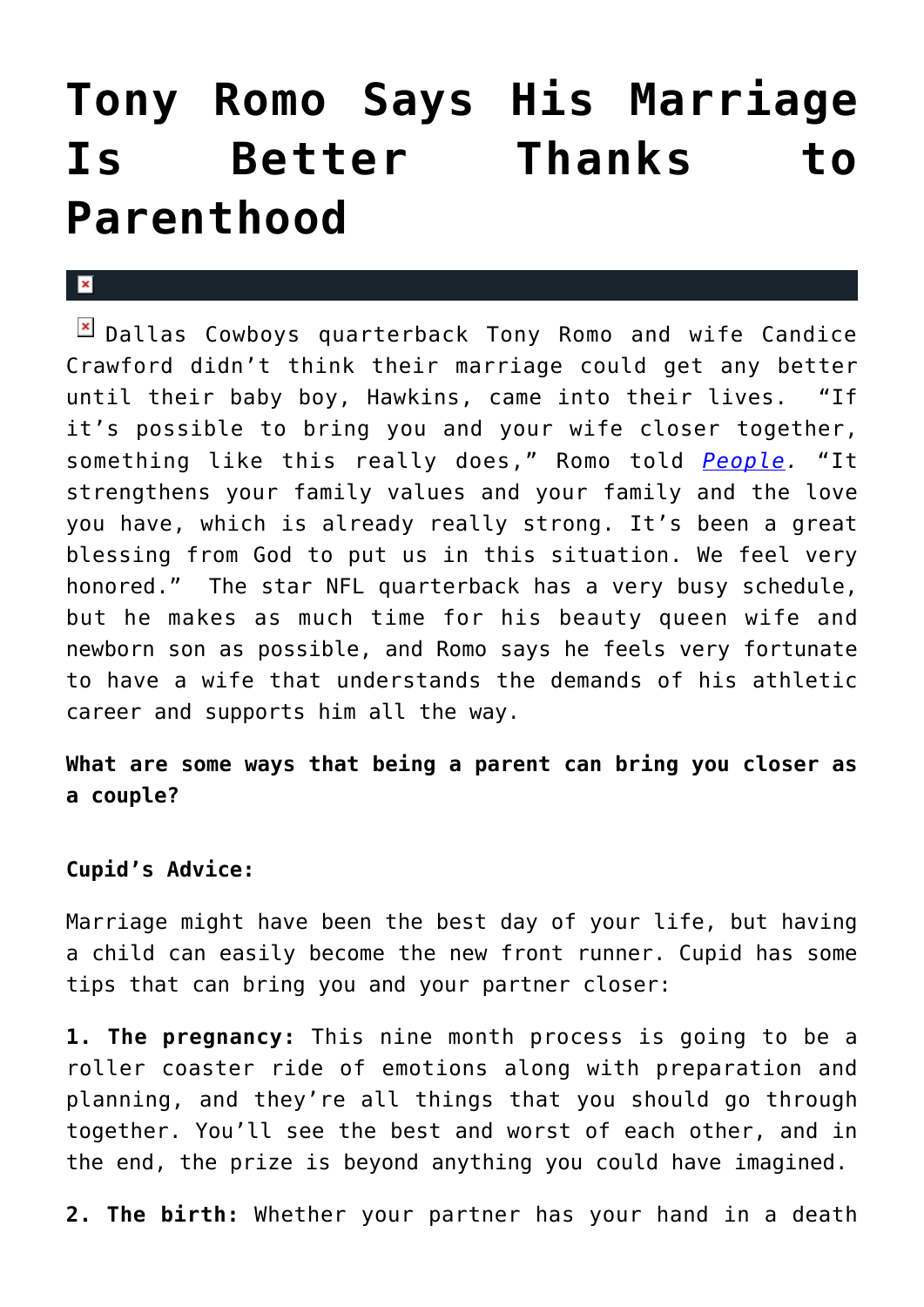# Tony Romo Says His Marriage Is Better Thanks to Parenthood

Dallas Cowboys quarterback Tony Romo and wife Candice Crawford didn't think their marriage could get any better until their baby boy, Hawkins, came into their lives. "If it's possible to bring you and your wife closer together, something like this really does," Romo told *People*. "It strengthens your family values and your family and the love you have, which is already really strong. It's been a great blessing from God to put us in this situation. We feel very honored." The star NFL quarterback has a very busy schedule, but he makes as much time for his beauty queen wife and newborn son as possible, and Romo says he feels very fortunate to have a wife that understands the demands of his athletic career and supports him all the way.

**What are some ways that being a parent can bring you closer as a couple?**

**Cupid's Advice:**

Marriage might have been the best day of your life, but having a child can easily become the new front runner. Cupid has some tips that can bring you and your partner closer:

**1. The pregnancy:** This nine month process is going to be a roller coaster ride of emotions along with preparation and planning, and they're all things that you should go through together. You'll see the best and worst of each other, and in the end, the prize is beyond anything you could have imagined.

**2. The birth:** Whether your partner has your hand in a death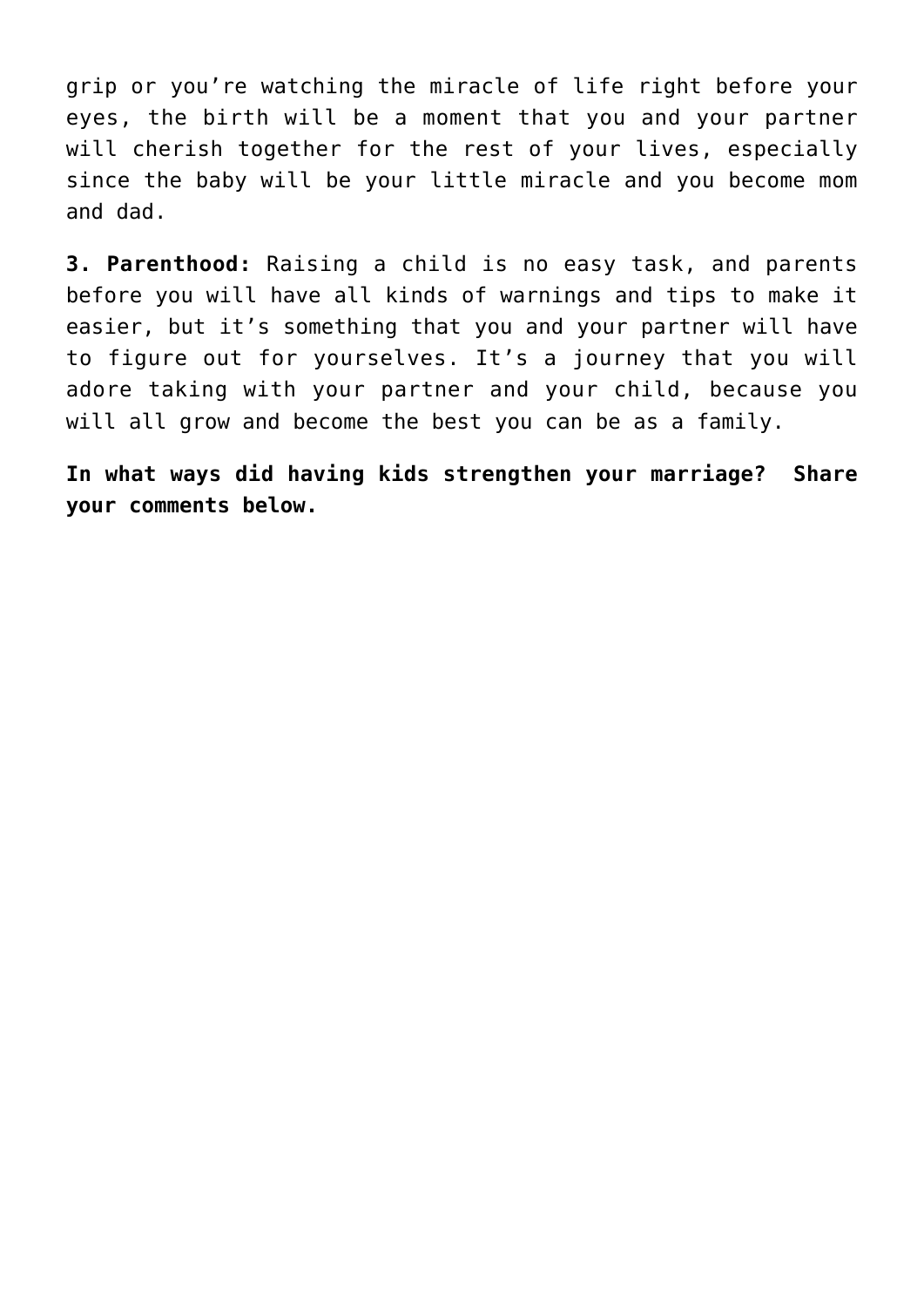grip or you're watching the miracle of life right before your eyes, the birth will be a moment that you and your partner will cherish together for the rest of your lives, especially since the baby will be your little miracle and you become mom and dad.

**3. Parenthood:** Raising a child is no easy task, and parents before you will have all kinds of warnings and tips to make it easier, but it's something that you and your partner will have to figure out for yourselves. It's a journey that you will adore taking with your partner and your child, because you will all grow and become the best you can be as a family.

**In what ways did having kids strengthen your marriage? Share your comments below.**